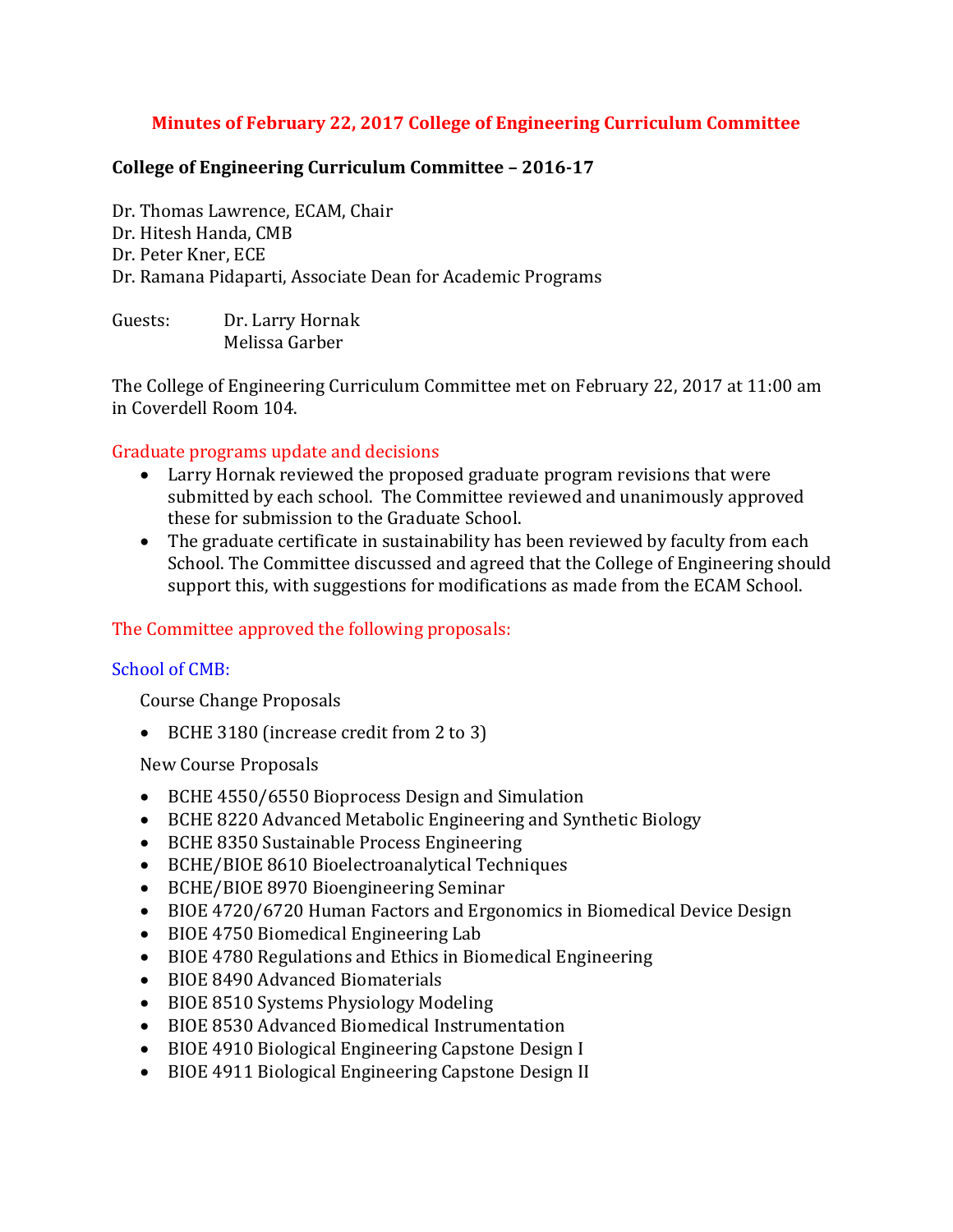# Minutes of February 22, 2017 College of Engineering Curriculum Committee

## College of Engineering Curriculum Committee – 2016-17

Dr. Thomas Lawrence, ECAM, Chair
Dr. Hitesh Handa, CMB
Dr. Peter Kner, ECE
Dr. Ramana Pidaparti, Associate Dean for Academic Programs

Guests: Dr. Larry Hornak
Melissa Garber

The College of Engineering Curriculum Committee met on February 22, 2017 at 11:00 am in Coverdell Room 104.

## Graduate programs update and decisions

- Larry Hornak reviewed the proposed graduate program revisions that were submitted by each school. The Committee reviewed and unanimously approved these for submission to the Graduate School.
- The graduate certificate in sustainability has been reviewed by faculty from each School. The Committee discussed and agreed that the College of Engineering should support this, with suggestions for modifications as made from the ECAM School.

## The Committee approved the following proposals:

### School of CMB:

Course Change Proposals

- BCHE 3180 (increase credit from 2 to 3)

New Course Proposals

- BCHE 4550/6550 Bioprocess Design and Simulation
- BCHE 8220 Advanced Metabolic Engineering and Synthetic Biology
- BCHE 8350 Sustainable Process Engineering
- BCHE/BIOE 8610 Bioelectroanalytical Techniques
- BCHE/BIOE 8970 Bioengineering Seminar
- BIOE 4720/6720 Human Factors and Ergonomics in Biomedical Device Design
- BIOE 4750 Biomedical Engineering Lab
- BIOE 4780 Regulations and Ethics in Biomedical Engineering
- BIOE 8490 Advanced Biomaterials
- BIOE 8510 Systems Physiology Modeling
- BIOE 8530 Advanced Biomedical Instrumentation
- BIOE 4910 Biological Engineering Capstone Design I
- BIOE 4911 Biological Engineering Capstone Design II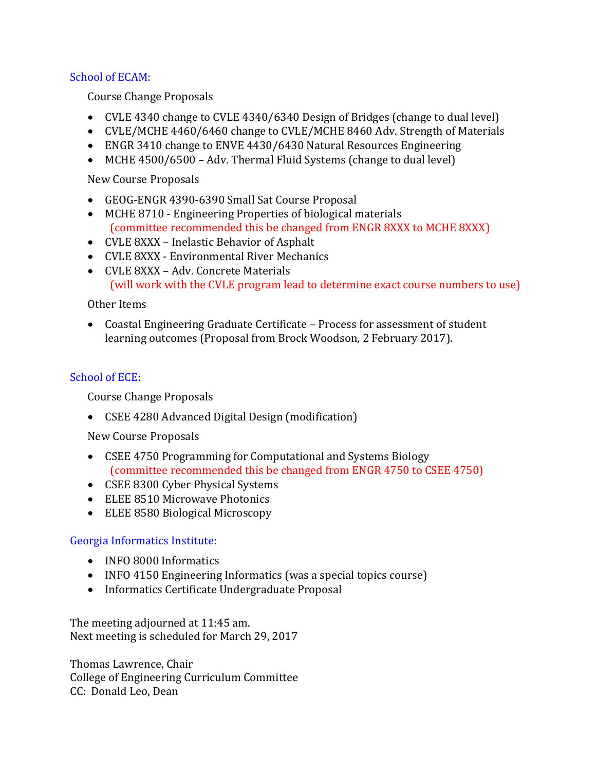### School of ECAM:

Course Change Proposals

- CVLE 4340 change to CVLE 4340/6340 Design of Bridges (change to dual level)
- CVLE/MCHE 4460/6460 change to CVLE/MCHE 8460 Adv. Strength of Materials
- ENGR 3410 change to ENVE 4430/6430 Natural Resources Engineering
- MCHE 4500/6500 – Adv. Thermal Fluid Systems (change to dual level)

New Course Proposals

- GEOG-ENGR 4390-6390 Small Sat Course Proposal
- MCHE 8710 - Engineering Properties of biological materials
  (committee recommended this be changed from ENGR 8XXX to MCHE 8XXX)
- CVLE 8XXX – Inelastic Behavior of Asphalt
- CVLE 8XXX - Environmental River Mechanics
- CVLE 8XXX – Adv. Concrete Materials
  (will work with the CVLE program lead to determine exact course numbers to use)

Other Items

- Coastal Engineering Graduate Certificate – Process for assessment of student learning outcomes (Proposal from Brock Woodson, 2 February 2017).

### School of ECE:

Course Change Proposals

- CSEE 4280 Advanced Digital Design (modification)

New Course Proposals

- CSEE 4750 Programming for Computational and Systems Biology
  (committee recommended this be changed from ENGR 4750 to CSEE 4750)
- CSEE 8300 Cyber Physical Systems
- ELEE 8510 Microwave Photonics
- ELEE 8580 Biological Microscopy

### Georgia Informatics Institute:

- INFO 8000 Informatics
- INFO 4150 Engineering Informatics (was a special topics course)
- Informatics Certificate Undergraduate Proposal

The meeting adjourned at 11:45 am.
Next meeting is scheduled for March 29, 2017

Thomas Lawrence, Chair
College of Engineering Curriculum Committee
CC: Donald Leo, Dean